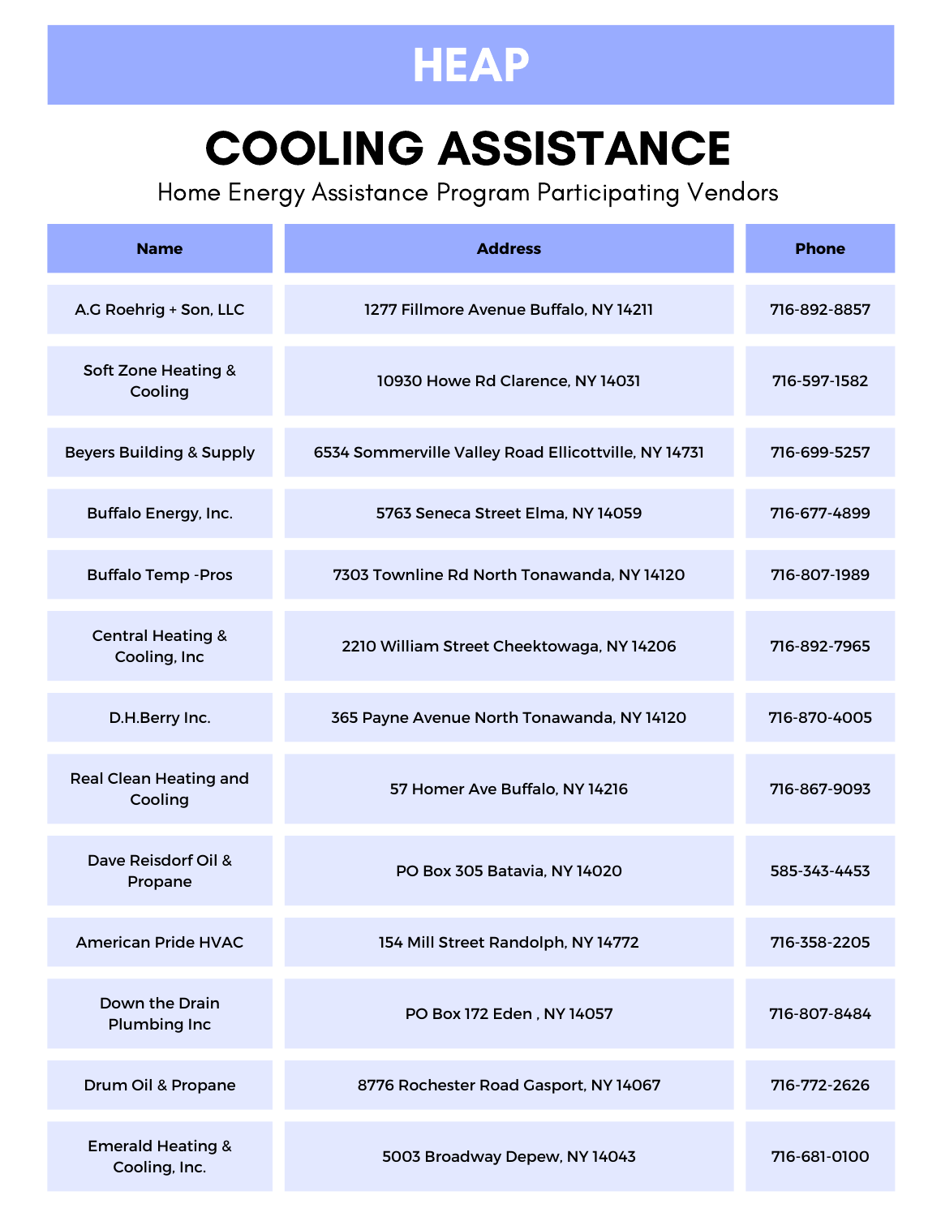# HEAP

## COOLING ASSISTANCE

Home Energy Assistance Program Participating Vendors

| Name | Address | Phone |
|---|---|---|
| A.G Roehrig + Son, LLC | 1277 Fillmore Avenue Buffalo, NY 14211 | 716-892-8857 |
| Soft Zone Heating & Cooling | 10930 Howe Rd Clarence, NY 14031 | 716-597-1582 |
| Beyers Building & Supply | 6534 Sommerville Valley Road Ellicottville, NY 14731 | 716-699-5257 |
| Buffalo Energy, Inc. | 5763 Seneca Street Elma, NY 14059 | 716-677-4899 |
| Buffalo Temp -Pros | 7303 Townline Rd North Tonawanda, NY 14120 | 716-807-1989 |
| Central Heating & Cooling, Inc | 2210 William Street Cheektowaga, NY 14206 | 716-892-7965 |
| D.H.Berry Inc. | 365 Payne Avenue North Tonawanda, NY 14120 | 716-870-4005 |
| Real Clean Heating and Cooling | 57 Homer Ave Buffalo, NY 14216 | 716-867-9093 |
| Dave Reisdorf Oil & Propane | PO Box 305 Batavia, NY 14020 | 585-343-4453 |
| American Pride HVAC | 154 Mill Street Randolph, NY 14772 | 716-358-2205 |
| Down the Drain Plumbing Inc | PO Box 172 Eden , NY 14057 | 716-807-8484 |
| Drum Oil & Propane | 8776 Rochester Road Gasport, NY 14067 | 716-772-2626 |
| Emerald Heating & Cooling, Inc. | 5003 Broadway Depew, NY 14043 | 716-681-0100 |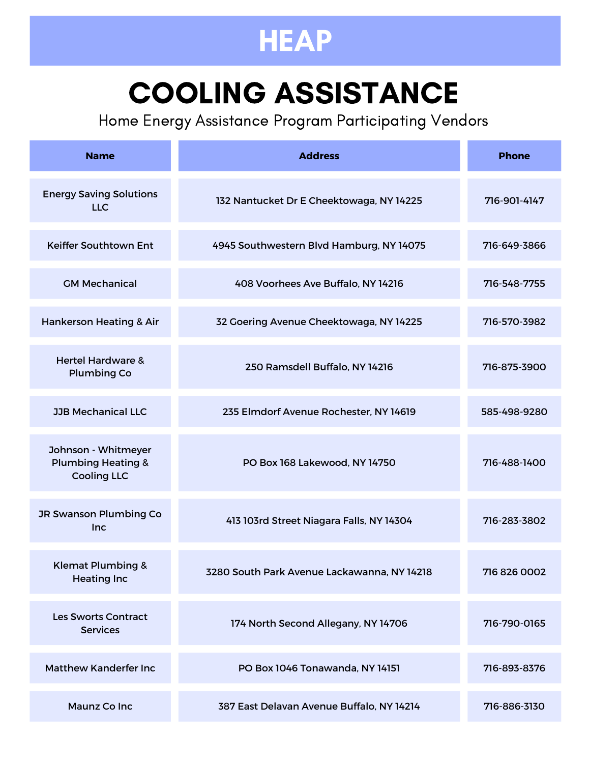# HEAP

## COOLING ASSISTANCE

Home Energy Assistance Program Participating Vendors

| Name | Address | Phone |
|---|---|---|
| Energy Saving Solutions LLC | 132 Nantucket Dr E Cheektowaga, NY 14225 | 716-901-4147 |
| Keiffer Southtown Ent | 4945 Southwestern Blvd Hamburg, NY 14075 | 716-649-3866 |
| GM Mechanical | 408 Voorhees Ave Buffalo, NY 14216 | 716-548-7755 |
| Hankerson Heating & Air | 32 Goering Avenue Cheektowaga, NY 14225 | 716-570-3982 |
| Hertel Hardware & Plumbing Co | 250 Ramsdell Buffalo, NY 14216 | 716-875-3900 |
| JJB Mechanical LLC | 235 Elmdorf Avenue Rochester, NY 14619 | 585-498-9280 |
| Johnson - Whitmeyer Plumbing Heating & Cooling LLC | PO Box 168 Lakewood, NY 14750 | 716-488-1400 |
| JR Swanson Plumbing Co Inc | 413 103rd Street Niagara Falls, NY 14304 | 716-283-3802 |
| Klemat Plumbing & Heating Inc | 3280 South Park Avenue Lackawanna, NY 14218 | 716 826 0002 |
| Les Sworts Contract Services | 174 North Second Allegany, NY 14706 | 716-790-0165 |
| Matthew Kanderfer Inc | PO Box 1046 Tonawanda, NY 14151 | 716-893-8376 |
| Maunz Co Inc | 387 East Delavan Avenue Buffalo, NY 14214 | 716-886-3130 |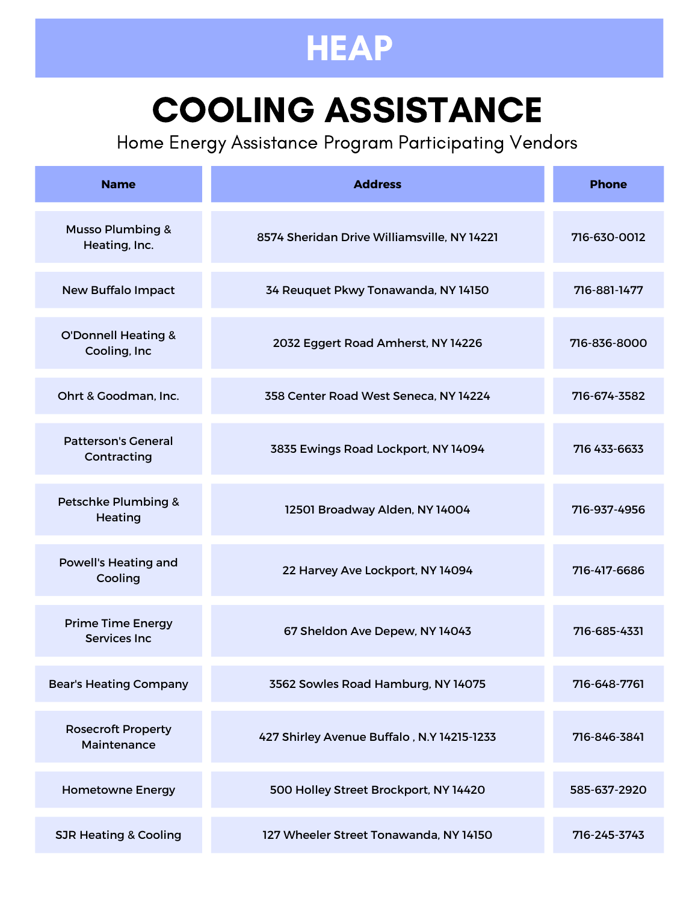# HEAP

## COOLING ASSISTANCE

Home Energy Assistance Program Participating Vendors

| Name | Address | Phone |
|---|---|---|
| Musso Plumbing & Heating, Inc. | 8574 Sheridan Drive Williamsville, NY 14221 | 716-630-0012 |
| New Buffalo Impact | 34 Reuquet Pkwy Tonawanda, NY 14150 | 716-881-1477 |
| O'Donnell Heating & Cooling, Inc | 2032 Eggert Road Amherst, NY 14226 | 716-836-8000 |
| Ohrt & Goodman, Inc. | 358 Center Road West Seneca, NY 14224 | 716-674-3582 |
| Patterson's General Contracting | 3835 Ewings Road Lockport, NY 14094 | 716 433-6633 |
| Petschke Plumbing & Heating | 12501 Broadway Alden, NY 14004 | 716-937-4956 |
| Powell's Heating and Cooling | 22 Harvey Ave Lockport, NY 14094 | 716-417-6686 |
| Prime Time Energy Services Inc | 67 Sheldon Ave Depew, NY 14043 | 716-685-4331 |
| Bear's Heating Company | 3562 Sowles Road Hamburg, NY 14075 | 716-648-7761 |
| Rosecroft Property Maintenance | 427 Shirley Avenue Buffalo , N.Y 14215-1233 | 716-846-3841 |
| Hometowne Energy | 500 Holley Street Brockport, NY 14420 | 585-637-2920 |
| SJR Heating & Cooling | 127 Wheeler Street Tonawanda, NY 14150 | 716-245-3743 |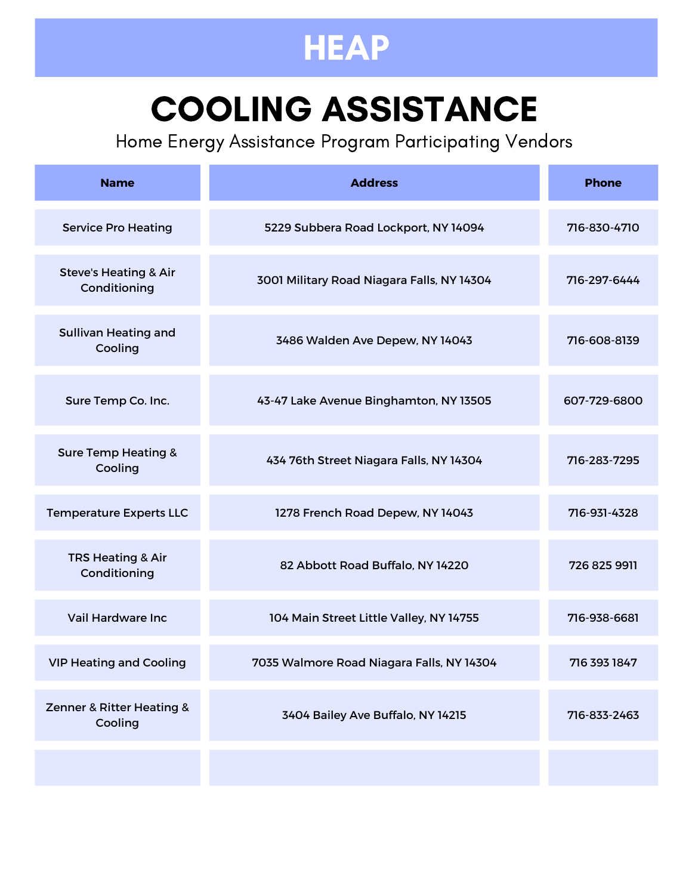# HEAP

# COOLING ASSISTANCE

Home Energy Assistance Program Participating Vendors

| Name | Address | Phone |
|---|---|---|
| Service Pro Heating | 5229 Subbera Road Lockport, NY 14094 | 716-830-4710 |
| Steve's Heating & Air Conditioning | 3001 Military Road Niagara Falls, NY 14304 | 716-297-6444 |
| Sullivan Heating and Cooling | 3486 Walden Ave Depew, NY 14043 | 716-608-8139 |
| Sure Temp Co. Inc. | 43-47 Lake Avenue Binghamton, NY 13505 | 607-729-6800 |
| Sure Temp Heating & Cooling | 434 76th Street Niagara Falls, NY 14304 | 716-283-7295 |
| Temperature Experts LLC | 1278 French Road Depew, NY 14043 | 716-931-4328 |
| TRS Heating & Air Conditioning | 82 Abbott Road Buffalo, NY 14220 | 726 825 9911 |
| Vail Hardware Inc | 104 Main Street Little Valley, NY 14755 | 716-938-6681 |
| VIP Heating and Cooling | 7035 Walmore Road Niagara Falls, NY 14304 | 716 393 1847 |
| Zenner & Ritter Heating & Cooling | 3404 Bailey Ave Buffalo, NY 14215 | 716-833-2463 |
| | | |